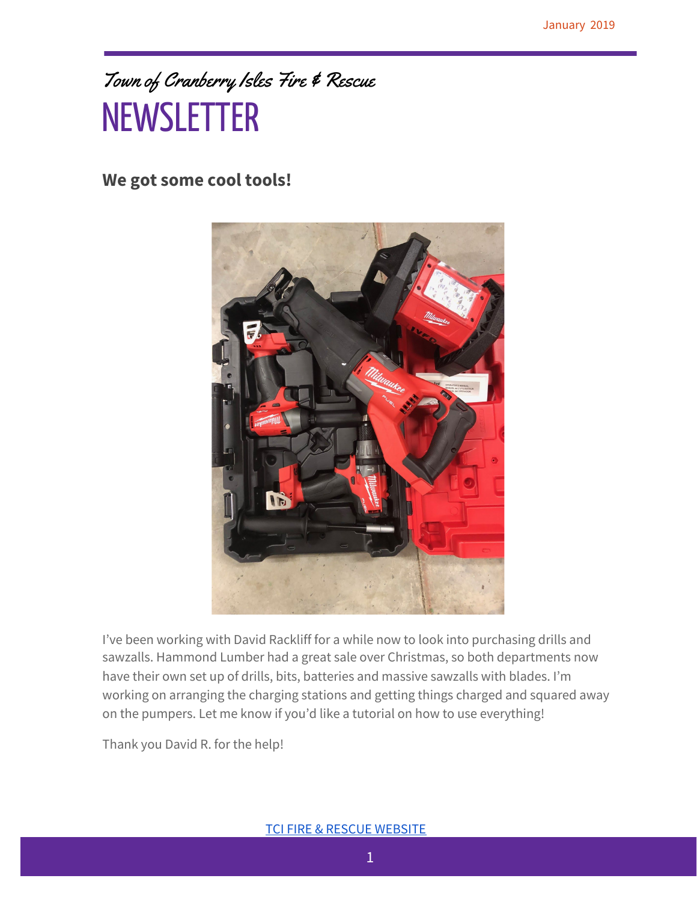January 2019

*Town of Cranberry Isles Fire & Rescue*

# NEWSLETTER

## We got some cool tools!

I've been working with David Rackliff for a while now to look into purchasing drills and sawzalls. Hammond Lumber had a great sale over Christmas, so both departments now have their own set up of drills, bits, batteries and massive sawzalls with blades. I'm working on arranging the charging stations and getting things charged and squared away on the pumpers. Let me know if you'd like a tutorial on how to use everything!

Thank you David R. for the help!

[TCI FIRE & RESCUE WEBSITE]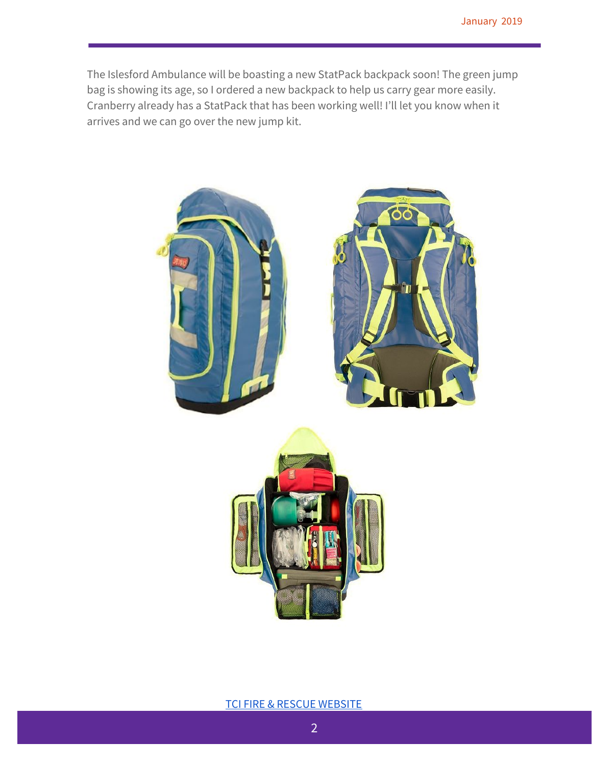The Islesford Ambulance will be boasting a new StatPack backpack soon! The green jump bag is showing its age, so I ordered a new backpack to help us carry gear more easily. Cranberry already has a StatPack that has been working well! I'll let you know when it arrives and we can go over the new jump kit.

[TCI FIRE & RESCUE WEBSITE]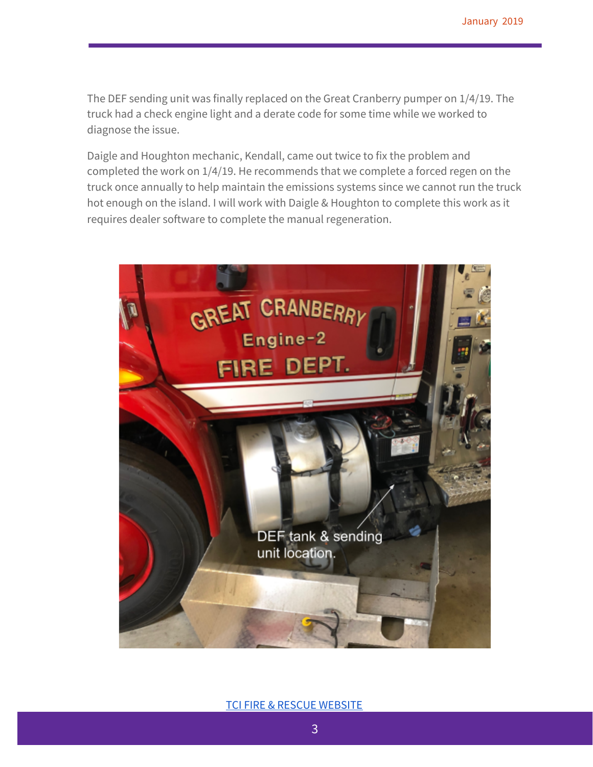The DEF sending unit was finally replaced on the Great Cranberry pumper on 1/4/19. The truck had a check engine light and a derate code for some time while we worked to diagnose the issue.

Daigle and Houghton mechanic, Kendall, came out twice to fix the problem and completed the work on 1/4/19. He recommends that we complete a forced regen on the truck once annually to help maintain the emissions systems since we cannot run the truck hot enough on the island. I will work with Daigle & Houghton to complete this work as it requires dealer software to complete the manual regeneration.

[TCI FIRE & RESCUE WEBSITE]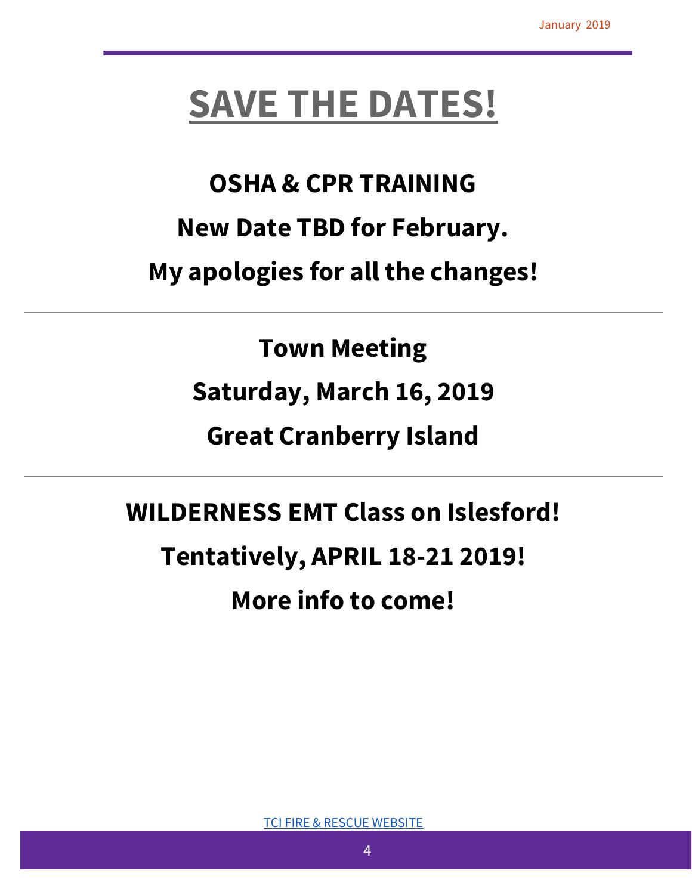# SAVE THE DATES!

**OSHA & CPR TRAINING**

**New Date TBD for February.**

**My apologies for all the changes!**

---

**Town Meeting**

**Saturday, March 16, 2019**

**Great Cranberry Island**

---

**WILDERNESS EMT Class on Islesford!**

**Tentatively, APRIL 18-21 2019!**

**More info to come!**

TCI FIRE & RESCUE WEBSITE